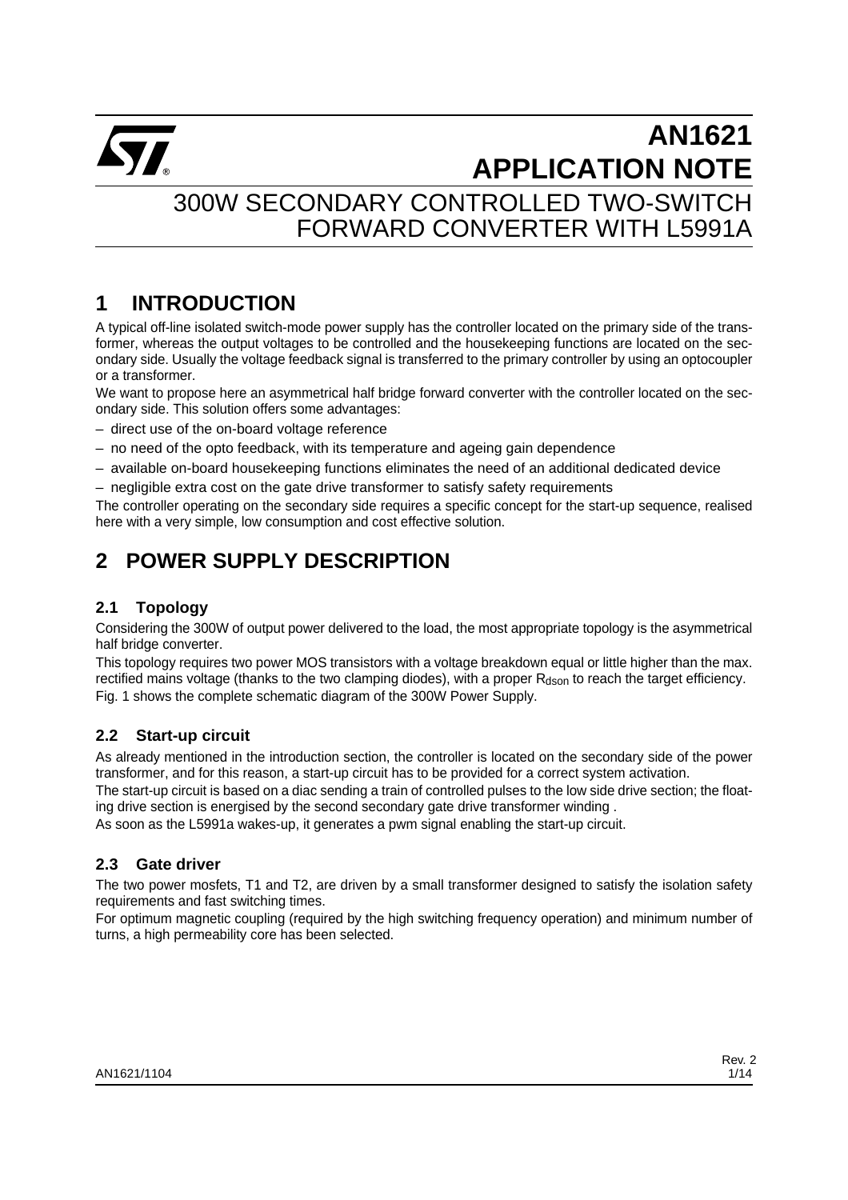# AN1621 APPLICATION NOTE

## 300W SECONDARY CONTROLLED TWO-SWITCH FORWARD CONVERTER WITH L5991A

# 1 INTRODUCTION

A typical off-line isolated switch-mode power supply has the controller located on the primary side of the transformer, whereas the output voltages to be controlled and the housekeeping functions are located on the secondary side. Usually the voltage feedback signal is transferred to the primary controller by using an optocoupler or a transformer.

We want to propose here an asymmetrical half bridge forward converter with the controller located on the secondary side. This solution offers some advantages:

– direct use of the on-board voltage reference
– no need of the opto feedback, with its temperature and ageing gain dependence
– available on-board housekeeping functions eliminates the need of an additional dedicated device
– negligible extra cost on the gate drive transformer to satisfy safety requirements

The controller operating on the secondary side requires a specific concept for the start-up sequence, realised here with a very simple, low consumption and cost effective solution.

# 2 POWER SUPPLY DESCRIPTION

## 2.1 Topology

Considering the 300W of output power delivered to the load, the most appropriate topology is the asymmetrical half bridge converter.

This topology requires two power MOS transistors with a voltage breakdown equal or little higher than the max. rectified mains voltage (thanks to the two clamping diodes), with a proper $R_{dson}$ to reach the target efficiency.

Fig. 1 shows the complete schematic diagram of the 300W Power Supply.

## 2.2 Start-up circuit

As already mentioned in the introduction section, the controller is located on the secondary side of the power transformer, and for this reason, a start-up circuit has to be provided for a correct system activation.

The start-up circuit is based on a diac sending a train of controlled pulses to the low side drive section; the floating drive section is energised by the second secondary gate drive transformer winding .

As soon as the L5991a wakes-up, it generates a pwm signal enabling the start-up circuit.

## 2.3 Gate driver

The two power mosfets, T1 and T2, are driven by a small transformer designed to satisfy the isolation safety requirements and fast switching times.

For optimum magnetic coupling (required by the high switching frequency operation) and minimum number of turns, a high permeability core has been selected.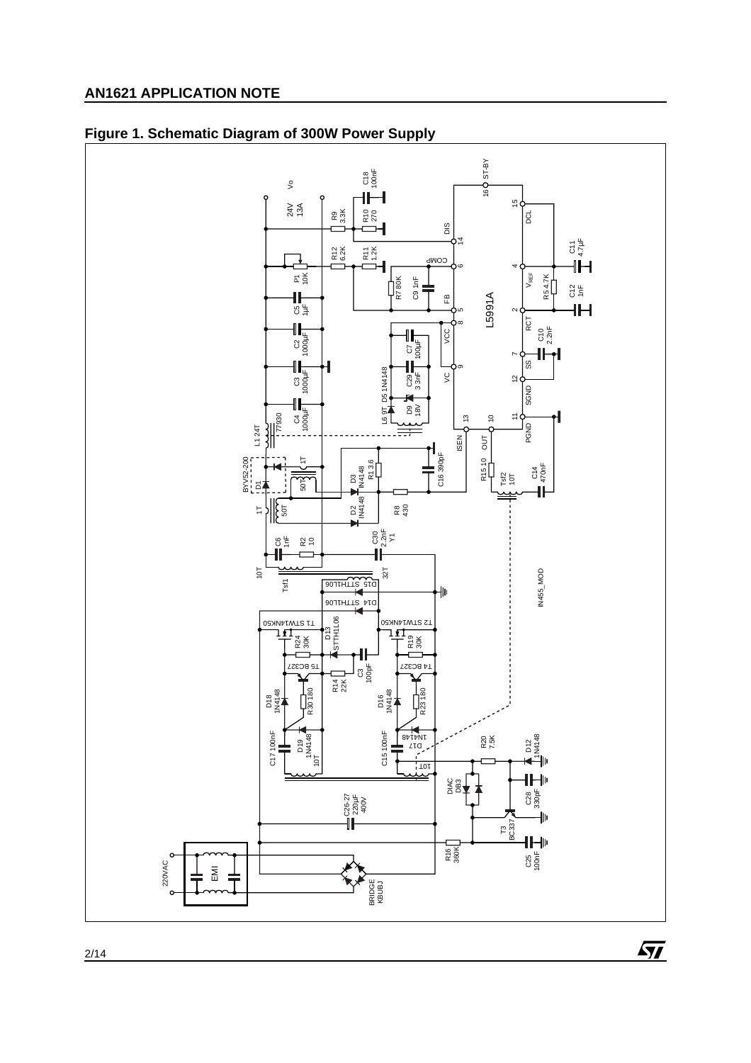**Figure 1. Schematic Diagram of 300W Power Supply**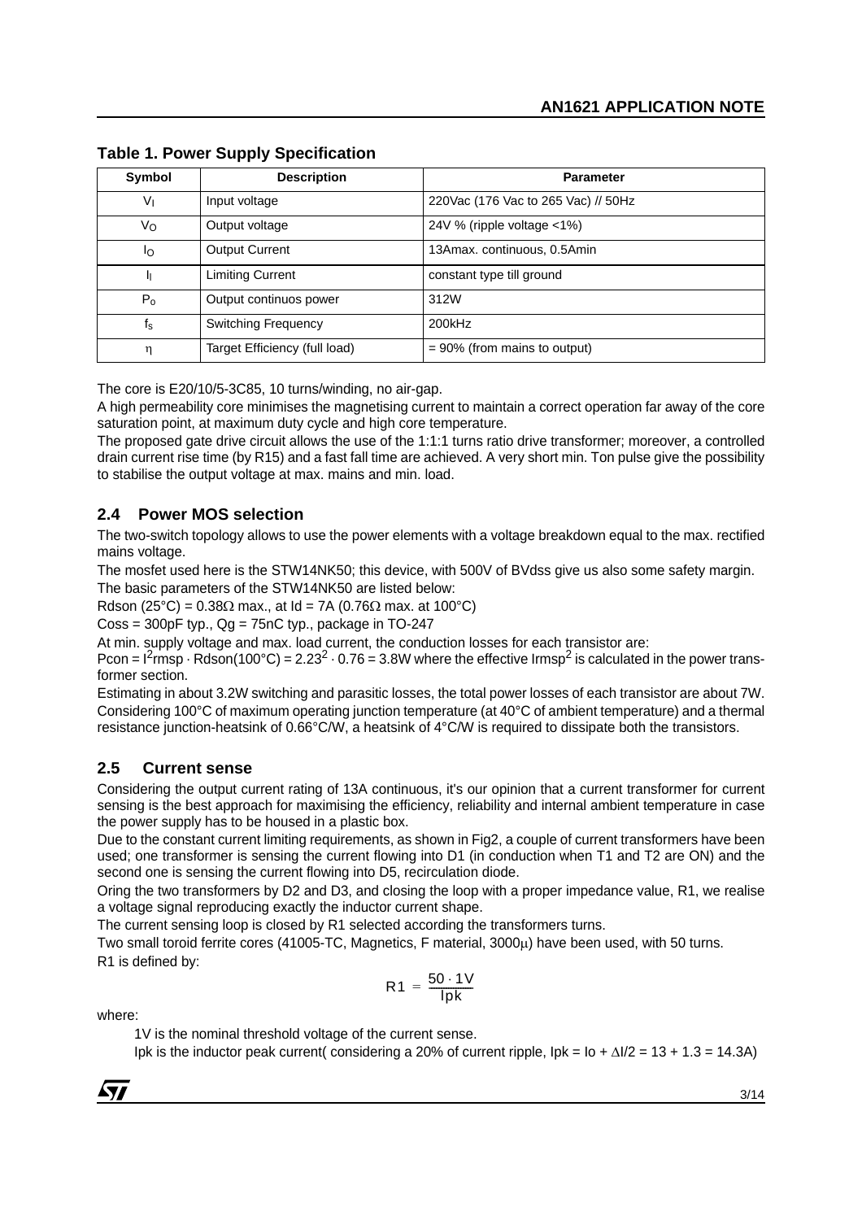**Table 1. Power Supply Specification**

| Symbol | Description | Parameter |
|---|---|---|
| $V_I$ | Input voltage | 220Vac (176 Vac to 265 Vac) // 50Hz |
| $V_O$ | Output voltage | 24V % (ripple voltage <1%) |
| $I_O$ | Output Current | 13Amax. continuous, 0.5Amin |
| $I_l$ | Limiting Current | constant type till ground |
| $P_o$ | Output continuos power | 312W |
| $f_s$ | Switching Frequency | 200kHz |
| $\eta$ | Target Efficiency (full load) | = 90% (from mains to output) |

The core is E20/10/5-3C85, 10 turns/winding, no air-gap.

A high permeability core minimises the magnetising current to maintain a correct operation far away of the core saturation point, at maximum duty cycle and high core temperature.

The proposed gate drive circuit allows the use of the 1:1:1 turns ratio drive transformer; moreover, a controlled drain current rise time (by R15) and a fast fall time are achieved. A very short min. Ton pulse give the possibility to stabilise the output voltage at max. mains and min. load.

## 2.4 Power MOS selection

The two-switch topology allows to use the power elements with a voltage breakdown equal to the max. rectified mains voltage.

The mosfet used here is the STW14NK50; this device, with 500V of BVdss give us also some safety margin.

The basic parameters of the STW14NK50 are listed below:

Rdson (25°C) = 0.38Ω max., at Id = 7A (0.76Ω max. at 100°C)

Coss = 300pF typ., Qg = 75nC typ., package in TO-247

At min. supply voltage and max. load current, the conduction losses for each transistor are:

Pcon = $I^2$rmsp · Rdson(100°C) = $2.23^2 \cdot 0.76 = 3.8$W where the effective Irmsp$^2$ is calculated in the power transformer section.

Estimating in about 3.2W switching and parasitic losses, the total power losses of each transistor are about 7W. Considering 100°C of maximum operating junction temperature (at 40°C of ambient temperature) and a thermal resistance junction-heatsink of 0.66°C/W, a heatsink of 4°C/W is required to dissipate both the transistors.

## 2.5 Current sense

Considering the output current rating of 13A continuous, it's our opinion that a current transformer for current sensing is the best approach for maximising the efficiency, reliability and internal ambient temperature in case the power supply has to be housed in a plastic box.

Due to the constant current limiting requirements, as shown in Fig2, a couple of current transformers have been used; one transformer is sensing the current flowing into D1 (in conduction when T1 and T2 are ON) and the second one is sensing the current flowing into D5, recirculation diode.

Oring the two transformers by D2 and D3, and closing the loop with a proper impedance value, R1, we realise a voltage signal reproducing exactly the inductor current shape.

The current sensing loop is closed by R1 selected according the transformers turns.

Two small toroid ferrite cores (41005-TC, Magnetics, F material, 3000μ) have been used, with 50 turns.

R1 is defined by:

$$R1 = \frac{50 \cdot 1V}{Ipk}$$

where:

1V is the nominal threshold voltage of the current sense.

Ipk is the inductor peak current( considering a 20% of current ripple, Ipk = Io + ΔI/2 = 13 + 1.3 = 14.3A)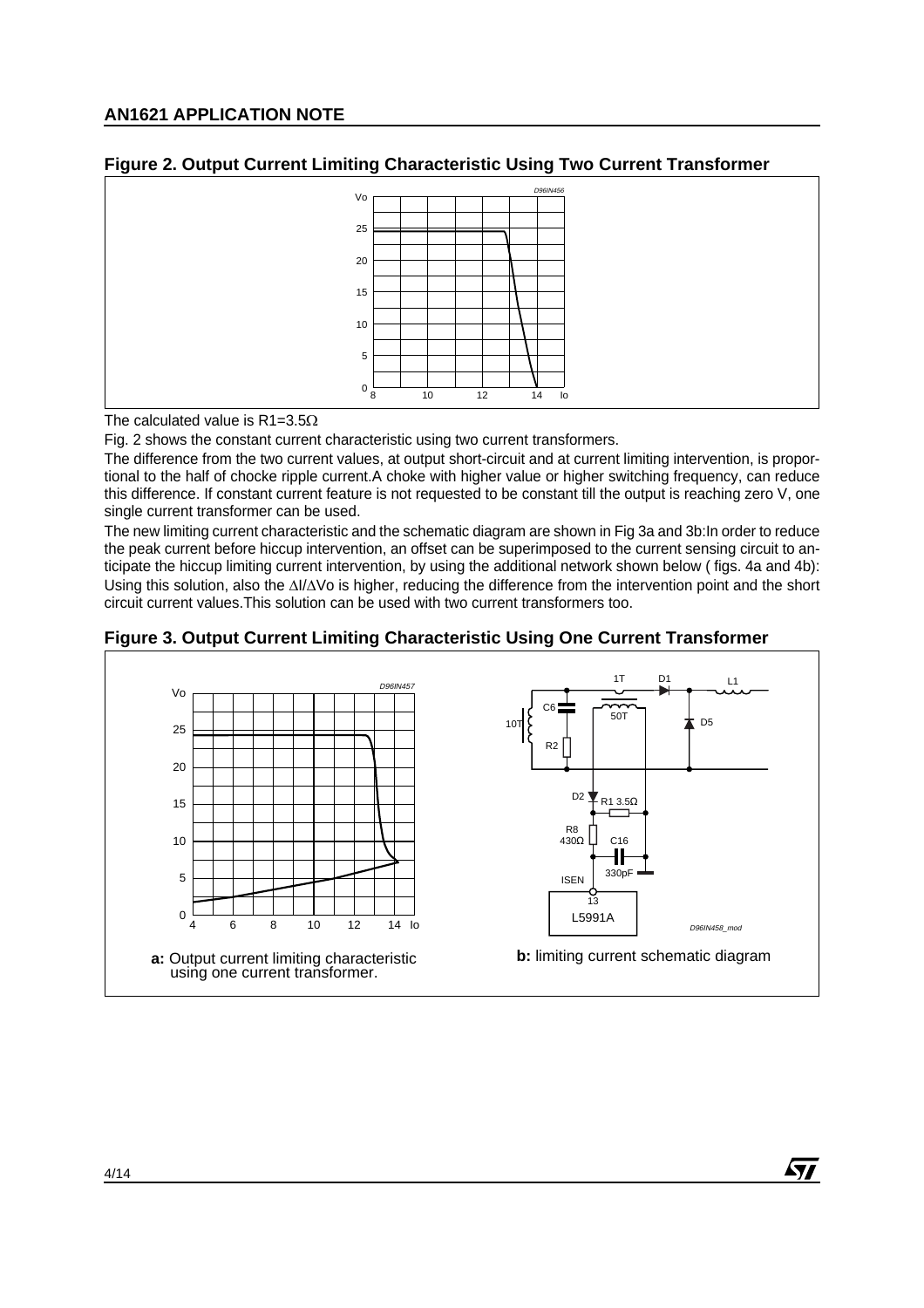**Figure 2. Output Current Limiting Characteristic Using Two Current Transformer**

The calculated value is R1=3.5Ω

Fig. 2 shows the constant current characteristic using two current transformers.

The difference from the two current values, at output short-circuit and at current limiting intervention, is proportional to the half of chocke ripple current.A choke with higher value or higher switching frequency, can reduce this difference. If constant current feature is not requested to be constant till the output is reaching zero V, one single current transformer can be used.

The new limiting current characteristic and the schematic diagram are shown in Fig 3a and 3b:In order to reduce the peak current before hiccup intervention, an offset can be superimposed to the current sensing circuit to anticipate the hiccup limiting current intervention, by using the additional network shown below ( figs. 4a and 4b): Using this solution, also the $\Delta I/\Delta Vo$ is higher, reducing the difference from the intervention point and the short circuit current values.This solution can be used with two current transformers too.

**Figure 3. Output Current Limiting Characteristic Using One Current Transformer**

**a:** Output current limiting characteristic using one current transformer.

**b:** limiting current schematic diagram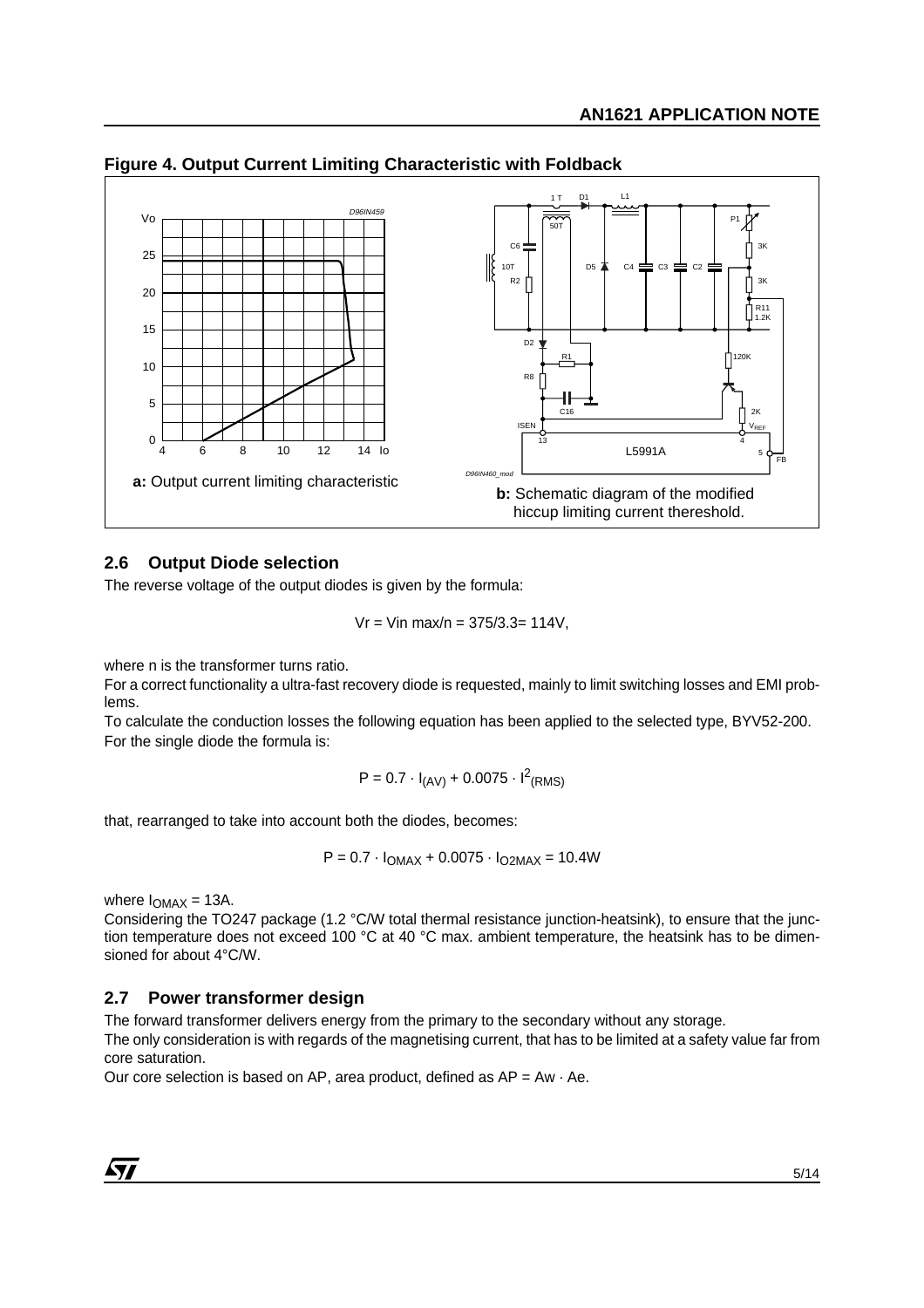**Figure 4. Output Current Limiting Characteristic with Foldback**

**a:** Output current limiting characteristic

**b:** Schematic diagram of the modified hiccup limiting current thereshold.

## 2.6 Output Diode selection

The reverse voltage of the output diodes is given by the formula:

$$Vr = Vin\ max/n = 375/3.3 = 114V,$$

where n is the transformer turns ratio.

For a correct functionality a ultra-fast recovery diode is requested, mainly to limit switching losses and EMI problems.

To calculate the conduction losses the following equation has been applied to the selected type, BYV52-200.

For the single diode the formula is:

$$P = 0.7 \cdot I_{(AV)} + 0.0075 \cdot I^2_{(RMS)}$$

that, rearranged to take into account both the diodes, becomes:

$$P = 0.7 \cdot I_{OMAX} + 0.0075 \cdot I_{O2MAX} = 10.4W$$

where $I_{OMAX}$ = 13A.

Considering the TO247 package (1.2 °C/W total thermal resistance junction-heatsink), to ensure that the junction temperature does not exceed 100 °C at 40 °C max. ambient temperature, the heatsink has to be dimensioned for about 4°C/W.

## 2.7 Power transformer design

The forward transformer delivers energy from the primary to the secondary without any storage.

The only consideration is with regards of the magnetising current, that has to be limited at a safety value far from core saturation.

Our core selection is based on AP, area product, defined as AP = Aw · Ae.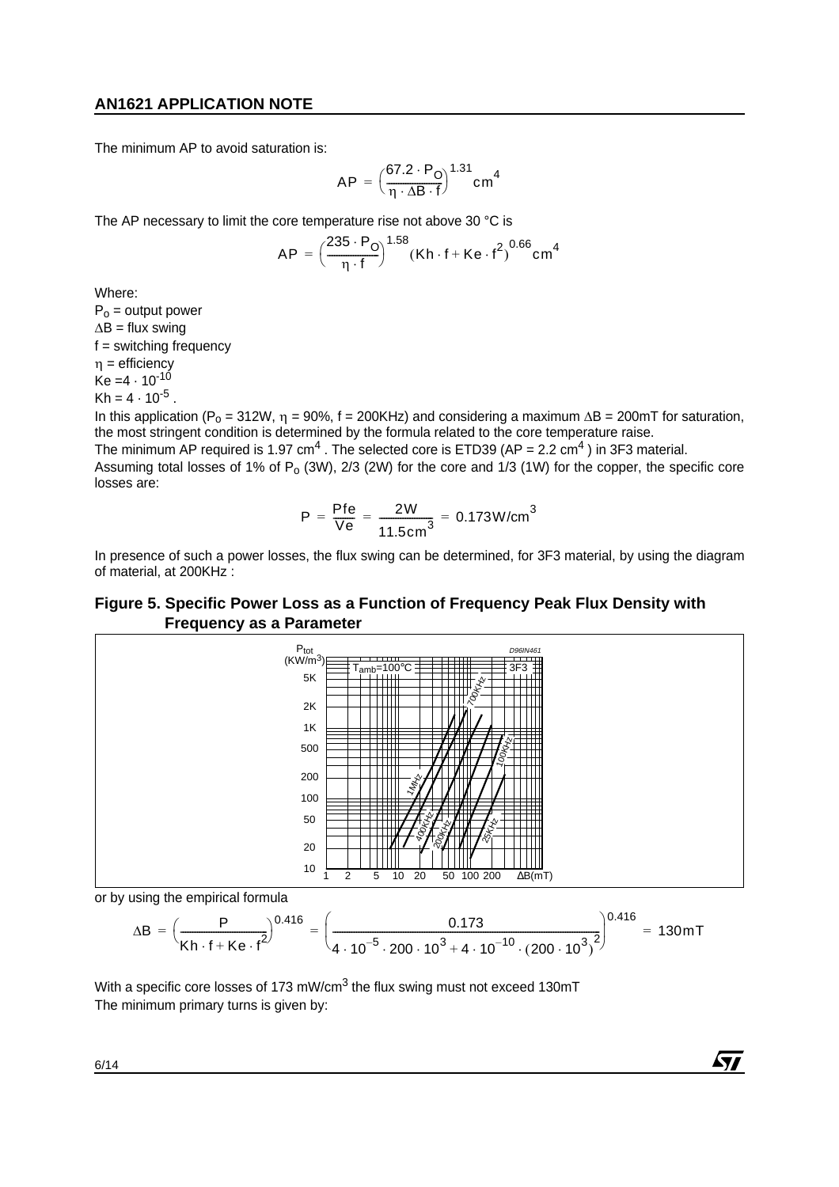The minimum AP to avoid saturation is:

$$AP = \left(\frac{67.2 \cdot P_O}{\eta \cdot \Delta B \cdot f}\right)^{1.31} cm^4$$

The AP necessary to limit the core temperature rise not above 30 °C is

$$AP = \left(\frac{235 \cdot P_O}{\eta \cdot f}\right)^{1.58} (Kh \cdot f + Ke \cdot f^2)^{0.66} cm^4$$

Where:

$P_o$ = output power
$\Delta B$ = flux swing
f = switching frequency
$\eta$ = efficiency
$Ke = 4 \cdot 10^{-10}$
$Kh = 4 \cdot 10^{-5}$ .

In this application ($P_o$ = 312W, $\eta$ = 90%, f = 200KHz) and considering a maximum $\Delta B$ = 200mT for saturation, the most stringent condition is determined by the formula related to the core temperature raise.

The minimum AP required is 1.97 $cm^4$ . The selected core is ETD39 (AP = 2.2 $cm^4$ ) in 3F3 material.

Assuming total losses of 1% of $P_o$ (3W), 2/3 (2W) for the core and 1/3 (1W) for the copper, the specific core losses are:

$$P = \frac{Pfe}{Ve} = \frac{2W}{11.5cm^3} = 0.173W/cm^3$$

In presence of such a power losses, the flux swing can be determined, for 3F3 material, by using the diagram of material, at 200KHz :

**Figure 5. Specific Power Loss as a Function of Frequency Peak Flux Density with Frequency as a Parameter**

or by using the empirical formula

$$\Delta B = \left(\frac{P}{Kh \cdot f + Ke \cdot f^2}\right)^{0.416} = \left(\frac{0.173}{4 \cdot 10^{-5} \cdot 200 \cdot 10^3 + 4 \cdot 10^{-10} \cdot (200 \cdot 10^3)^2}\right)^{0.416} = 130mT$$

With a specific core losses of 173 $mW/cm^3$ the flux swing must not exceed 130mT

The minimum primary turns is given by: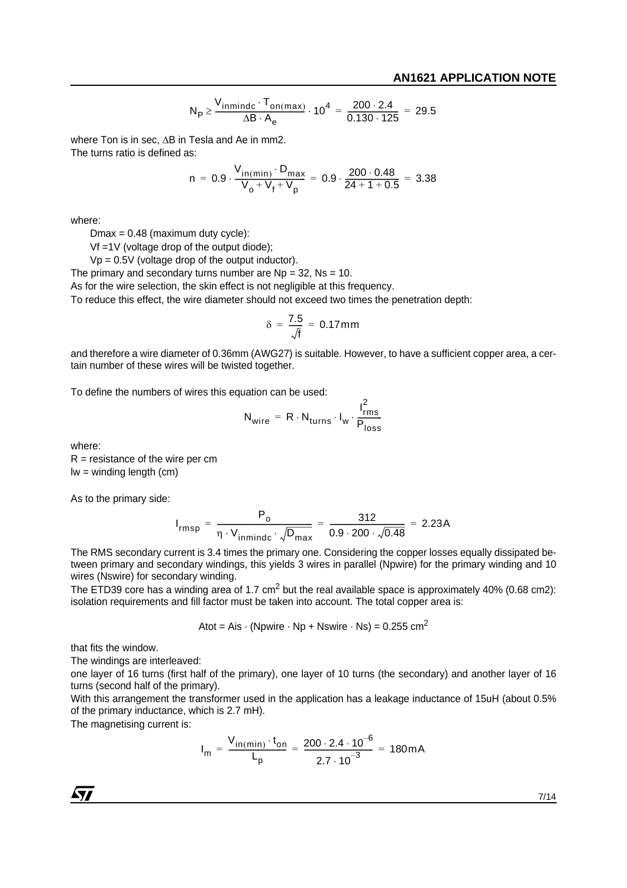$$N_P \geq \frac{V_{inmindc} \cdot T_{on(max)}}{\Delta B \cdot A_e} \cdot 10^4 = \frac{200 \cdot 2.4}{0.130 \cdot 125} = 29.5$$

where Ton is in sec, $\Delta B$ in Tesla and Ae in mm2.
The turns ratio is defined as:

$$n = 0.9 \cdot \frac{V_{in(min)} \cdot D_{max}}{V_o + V_f + V_p} = 0.9 \cdot \frac{200 \cdot 0.48}{24 + 1 + 0.5} = 3.38$$

where:

Dmax = 0.48 (maximum duty cycle):

Vf =1V (voltage drop of the output diode);

Vp = 0.5V (voltage drop of the output inductor).

The primary and secondary turns number are Np = 32, Ns = 10.
As for the wire selection, the skin effect is not negligible at this frequency.
To reduce this effect, the wire diameter should not exceed two times the penetration depth:

$$\delta = \frac{7.5}{\sqrt{f}} = 0.17\text{mm}$$

and therefore a wire diameter of 0.36mm (AWG27) is suitable. However, to have a sufficient copper area, a certain number of these wires will be twisted together.

To define the numbers of wires this equation can be used:

$$N_{wire} = R \cdot N_{turns} \cdot l_w \cdot \frac{I_{rms}^2}{P_{loss}}$$

where:
R = resistance of the wire per cm
lw = winding length (cm)

As to the primary side:

$$I_{rmsp} = \frac{P_o}{\eta \cdot V_{inmindc} \cdot \sqrt{D_{max}}} = \frac{312}{0.9 \cdot 200 \cdot \sqrt{0.48}} = 2.23\text{A}$$

The RMS secondary current is 3.4 times the primary one. Considering the copper losses equally dissipated between primary and secondary windings, this yields 3 wires in parallel (Npwire) for the primary winding and 10 wires (Nswire) for secondary winding.
The ETD39 core has a winding area of 1.7 $cm^2$ but the real available space is approximately 40% (0.68 cm2): isolation requirements and fill factor must be taken into account. The total copper area is:

$$\text{Atot} = \text{Ais} \cdot (\text{Npwire} \cdot \text{Np} + \text{Nswire} \cdot \text{Ns}) = 0.255\ \text{cm}^2$$

that fits the window.
The windings are interleaved:
one layer of 16 turns (first half of the primary), one layer of 10 turns (the secondary) and another layer of 16 turns (second half of the primary).
With this arrangement the transformer used in the application has a leakage inductance of 15uH (about 0.5% of the primary inductance, which is 2.7 mH).
The magnetising current is:

$$I_m = \frac{V_{in(min)} \cdot t_{on}}{L_p} = \frac{200 \cdot 2.4 \cdot 10^{-6}}{2.7 \cdot 10^{-3}} = 180\text{mA}$$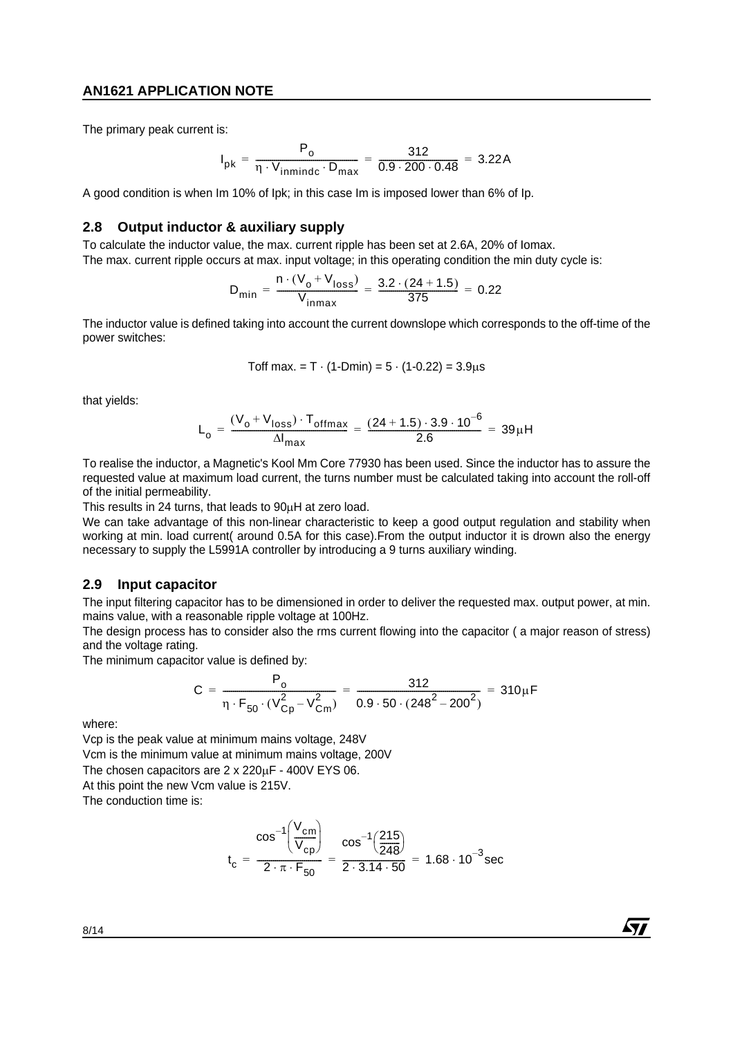The primary peak current is:

$$I_{pk} = \frac{P_o}{\eta \cdot V_{inmindc} \cdot D_{max}} = \frac{312}{0.9 \cdot 200 \cdot 0.48} = 3.22\,A$$

A good condition is when Im 10% of Ipk; in this case Im is imposed lower than 6% of Ip.

## 2.8 Output inductor & auxiliary supply

To calculate the inductor value, the max. current ripple has been set at 2.6A, 20% of Iomax.
The max. current ripple occurs at max. input voltage; in this operating condition the min duty cycle is:

$$D_{min} = \frac{n \cdot (V_o + V_{loss})}{V_{inmax}} = \frac{3.2 \cdot (24 + 1.5)}{375} = 0.22$$

The inductor value is defined taking into account the current downslope which corresponds to the off-time of the power switches:

$$\text{Toff max.} = T \cdot (1\text{-Dmin}) = 5 \cdot (1\text{-}0.22) = 3.9\mu s$$

that yields:

$$L_o = \frac{(V_o + V_{loss}) \cdot T_{offmax}}{\Delta I_{max}} = \frac{(24 + 1.5) \cdot 3.9 \cdot 10^{-6}}{2.6} = 39\,\mu H$$

To realise the inductor, a Magnetic's Kool Mm Core 77930 has been used. Since the inductor has to assure the requested value at maximum load current, the turns number must be calculated taking into account the roll-off of the initial permeability.

This results in 24 turns, that leads to 90µH at zero load.

We can take advantage of this non-linear characteristic to keep a good output regulation and stability when working at min. load current( around 0.5A for this case).From the output inductor it is drown also the energy necessary to supply the L5991A controller by introducing a 9 turns auxiliary winding.

## 2.9 Input capacitor

The input filtering capacitor has to be dimensioned in order to deliver the requested max. output power, at min. mains value, with a reasonable ripple voltage at 100Hz.

The design process has to consider also the rms current flowing into the capacitor ( a major reason of stress) and the voltage rating.

The minimum capacitor value is defined by:

$$C = \frac{P_o}{\eta \cdot F_{50} \cdot (V_{Cp}^2 - V_{Cm}^2)} = \frac{312}{0.9 \cdot 50 \cdot (248^2 - 200^2)} = 310\,\mu F$$

where:

Vcp is the peak value at minimum mains voltage, 248V
Vcm is the minimum value at minimum mains voltage, 200V
The chosen capacitors are 2 x 220µF - 400V EYS 06.
At this point the new Vcm value is 215V.
The conduction time is:

$$t_c = \frac{\cos^{-1}\left(\frac{V_{cm}}{V_{cp}}\right)}{2 \cdot \pi \cdot F_{50}} = \frac{\cos^{-1}\left(\frac{215}{248}\right)}{2 \cdot 3.14 \cdot 50} = 1.68 \cdot 10^{-3}\sec$$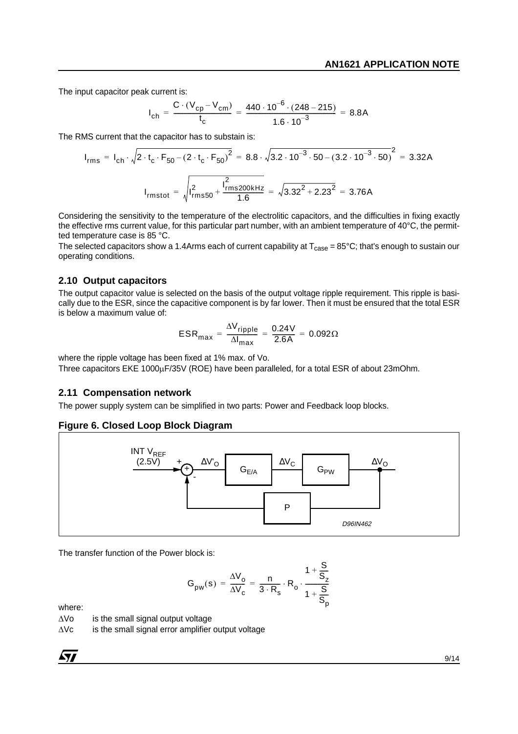The input capacitor peak current is:

$$I_{ch} = \frac{C \cdot (V_{cp} - V_{cm})}{t_c} = \frac{440 \cdot 10^{-6} \cdot (248 - 215)}{1.6 \cdot 10^{-3}} = 8.8A$$

The RMS current that the capacitor has to substain is:

$$I_{rms} = I_{ch} \cdot \sqrt{2 \cdot t_c \cdot F_{50} - (2 \cdot t_c \cdot F_{50})^2} = 8.8 \cdot \sqrt{3.2 \cdot 10^{-3} \cdot 50 - (3.2 \cdot 10^{-3} \cdot 50)^2} = 3.32A$$

$$I_{rmstot} = \sqrt{I^2_{rms50} + \frac{I^2_{rms200kHz}}{1.6}} = \sqrt{3.32^2 + 2.23^2} = 3.76A$$

Considering the sensitivity to the temperature of the electrolitic capacitors, and the difficulties in fixing exactly the effective rms current value, for this particular part number, with an ambient temperature of 40°C, the permitted temperature case is 85 °C.

The selected capacitors show a 1.4Arms each of current capability at $T_{case}$ = 85°C; that's enough to sustain our operating conditions.

### 2.10 Output capacitors

The output capacitor value is selected on the basis of the output voltage ripple requirement. This ripple is basically due to the ESR, since the capacitive component is by far lower. Then it must be ensured that the total ESR is below a maximum value of:

$$ESR_{max} = \frac{\Delta V_{ripple}}{\Delta I_{max}} = \frac{0.24V}{2.6A} = 0.092\Omega$$

where the ripple voltage has been fixed at 1% max. of Vo.

Three capacitors EKE 1000µF/35V (ROE) have been paralleled, for a total ESR of about 23mOhm.

### 2.11 Compensation network

The power supply system can be simplified in two parts: Power and Feedback loop blocks.

**Figure 6. Closed Loop Block Diagram**

INT $V_{REF}$ (2.5V) → (+/-) → $\Delta V'_O$ → $G_{E/A}$ → $\Delta V_C$ → $G_{PW}$ → $\Delta V_O$, with feedback through P

D96IN462

The transfer function of the Power block is:

$$G_{pw}(s) = \frac{\Delta V_o}{\Delta V_c} = \frac{n}{3 \cdot R_s} \cdot R_o \cdot \frac{1 + \frac{S}{S_z}}{1 + \frac{S}{S_p}}$$

where:

$\Delta$Vo is the small signal output voltage

$\Delta$Vc is the small signal error amplifier output voltage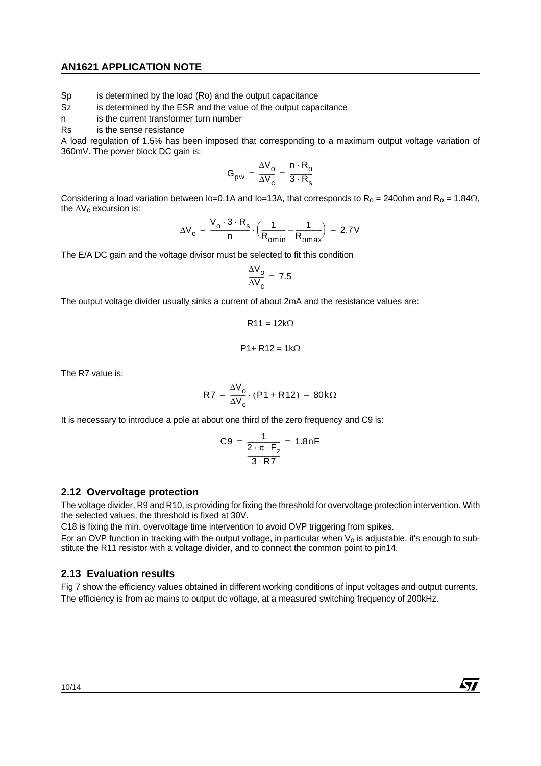Sp  is determined by the load (Ro) and the output capacitance

Sz  is determined by the ESR and the value of the output capacitance

n  is the current transformer turn number

Rs  is the sense resistance

A load regulation of 1.5% has been imposed that corresponding to a maximum output voltage variation of 360mV. The power block DC gain is:

$$G_{pw} = \frac{\Delta V_o}{\Delta V_c} = \frac{n \cdot R_o}{3 \cdot R_s}$$

Considering a load variation between Io=0.1A and Io=13A, that corresponds to $R_o$ = 240ohm and $R_o$ = 1.84Ω, the $\Delta V_c$ excursion is:

$$\Delta V_c = \frac{V_o \cdot 3 \cdot R_s}{n} \cdot \left(\frac{1}{R_{omin}} - \frac{1}{R_{omax}}\right) = 2.7V$$

The E/A DC gain and the voltage divisor must be selected to fit this condition

$$\frac{\Delta V_o}{\Delta V_c} = 7.5$$

The output voltage divider usually sinks a current of about 2mA and the resistance values are:

R11 = 12kΩ

P1+ R12 = 1kΩ

The R7 value is:

$$R7 = \frac{\Delta V_o}{\Delta V_c} \cdot (P1 + R12) = 80k\Omega$$

It is necessary to introduce a pole at about one third of the zero frequency and C9 is:

$$C9 = \frac{1}{\frac{2 \cdot \pi \cdot F_z}{3 \cdot R7}} = 1.8nF$$

## 2.12 Overvoltage protection

The voltage divider, R9 and R10, is providing for fixing the threshold for overvoltage protection intervention. With the selected values, the threshold is fixed at 30V.

C18 is fixing the min. overvoltage time intervention to avoid OVP triggering from spikes.

For an OVP function in tracking with the output voltage, in particular when $V_o$ is adjustable, it's enough to substitute the R11 resistor with a voltage divider, and to connect the common point to pin14.

## 2.13 Evaluation results

Fig 7 show the efficiency values obtained in different working conditions of input voltages and output currents.

The efficiency is from ac mains to output dc voltage, at a measured switching frequency of 200kHz.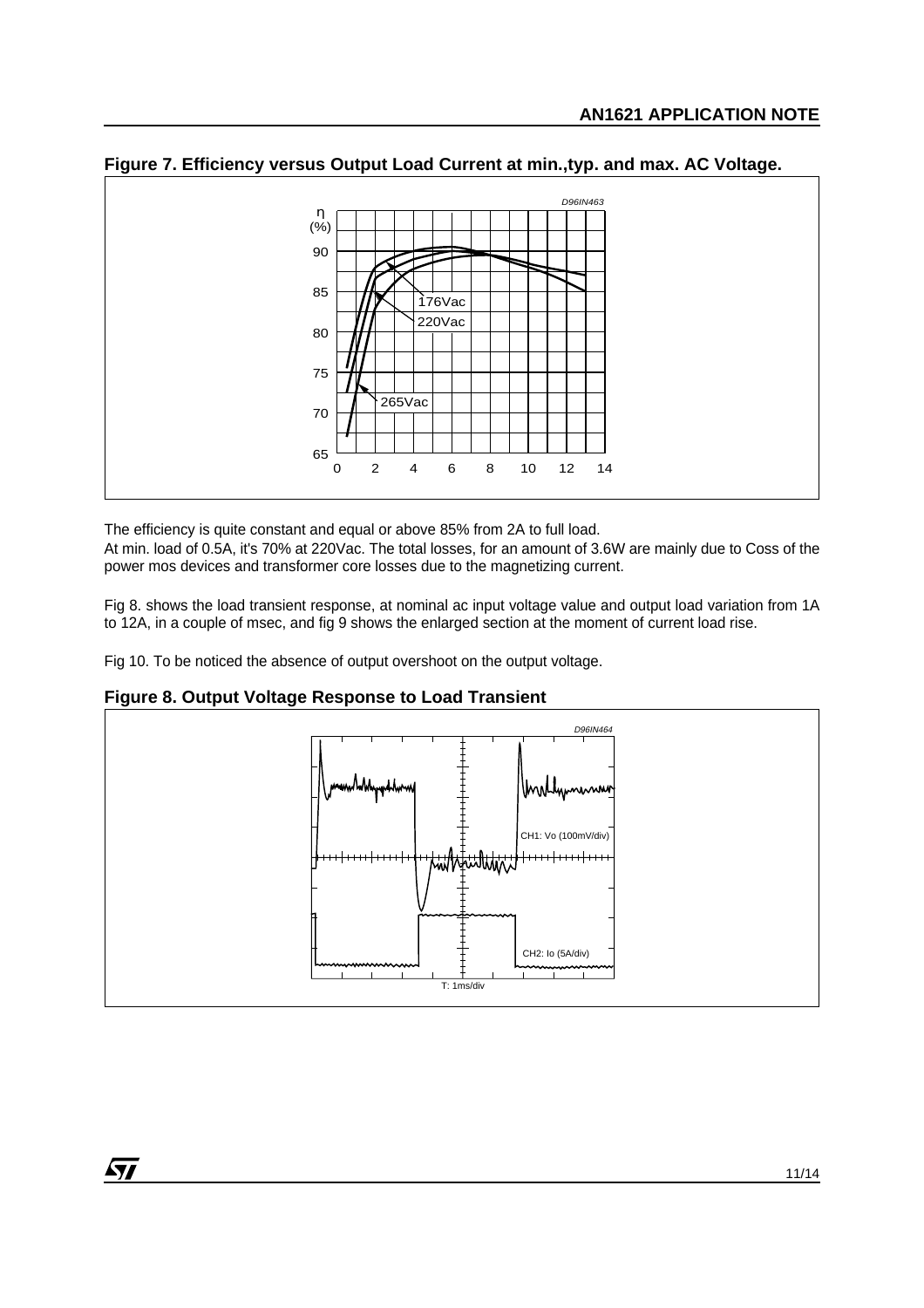**Figure 7. Efficiency versus Output Load Current at min.,typ. and max. AC Voltage.**

The efficiency is quite constant and equal or above 85% from 2A to full load.
At min. load of 0.5A, it's 70% at 220Vac. The total losses, for an amount of 3.6W are mainly due to Coss of the power mos devices and transformer core losses due to the magnetizing current.

Fig 8. shows the load transient response, at nominal ac input voltage value and output load variation from 1A to 12A, in a couple of msec, and fig 9 shows the enlarged section at the moment of current load rise.

Fig 10. To be noticed the absence of output overshoot on the output voltage.

**Figure 8. Output Voltage Response to Load Transient**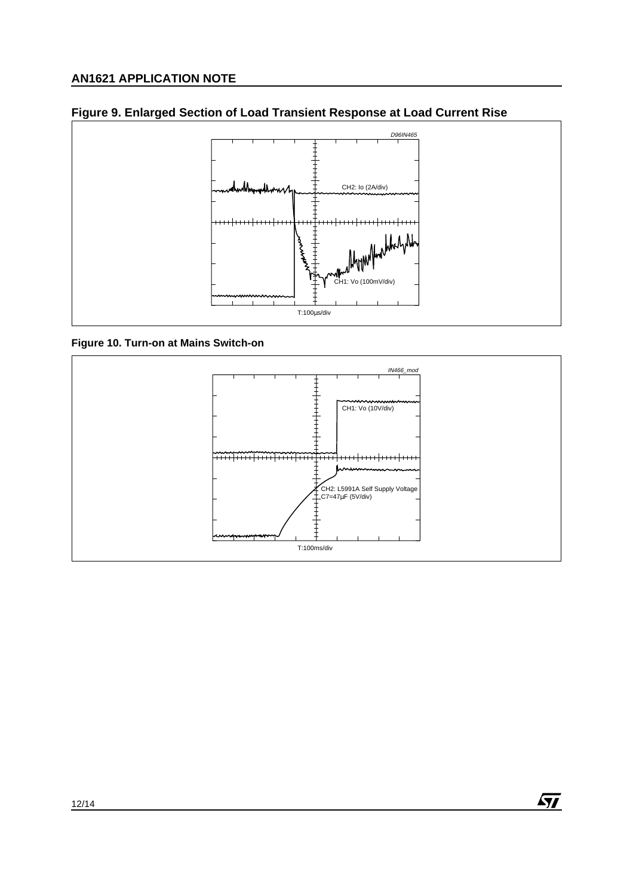**Figure 9. Enlarged Section of Load Transient Response at Load Current Rise**

D96IN465

CH2: Io (2A/div)

CH1: Vo (100mV/div)

T:100µs/div

**Figure 10. Turn-on at Mains Switch-on**

IN466_mod

CH1: Vo (10V/div)

CH2: L5991A Self Supply Voltage
C7=47µF (5V/div)

T:100ms/div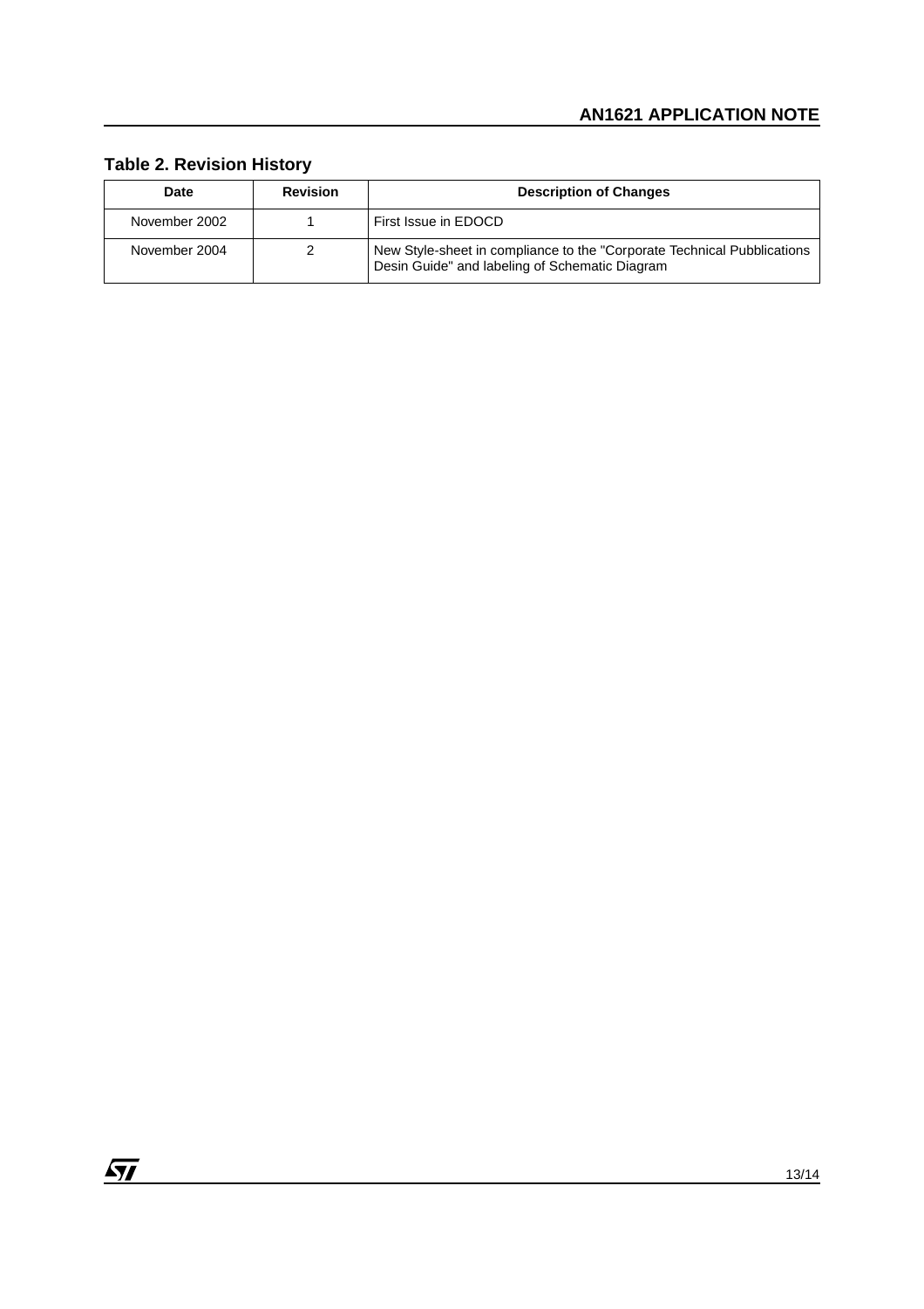### Table 2. Revision History

| Date | Revision | Description of Changes |
|---|---|---|
| November 2002 | 1 | First Issue in EDOCD |
| November 2004 | 2 | New Style-sheet in compliance to the "Corporate Technical Pubblications Desin Guide" and labeling of Schematic Diagram |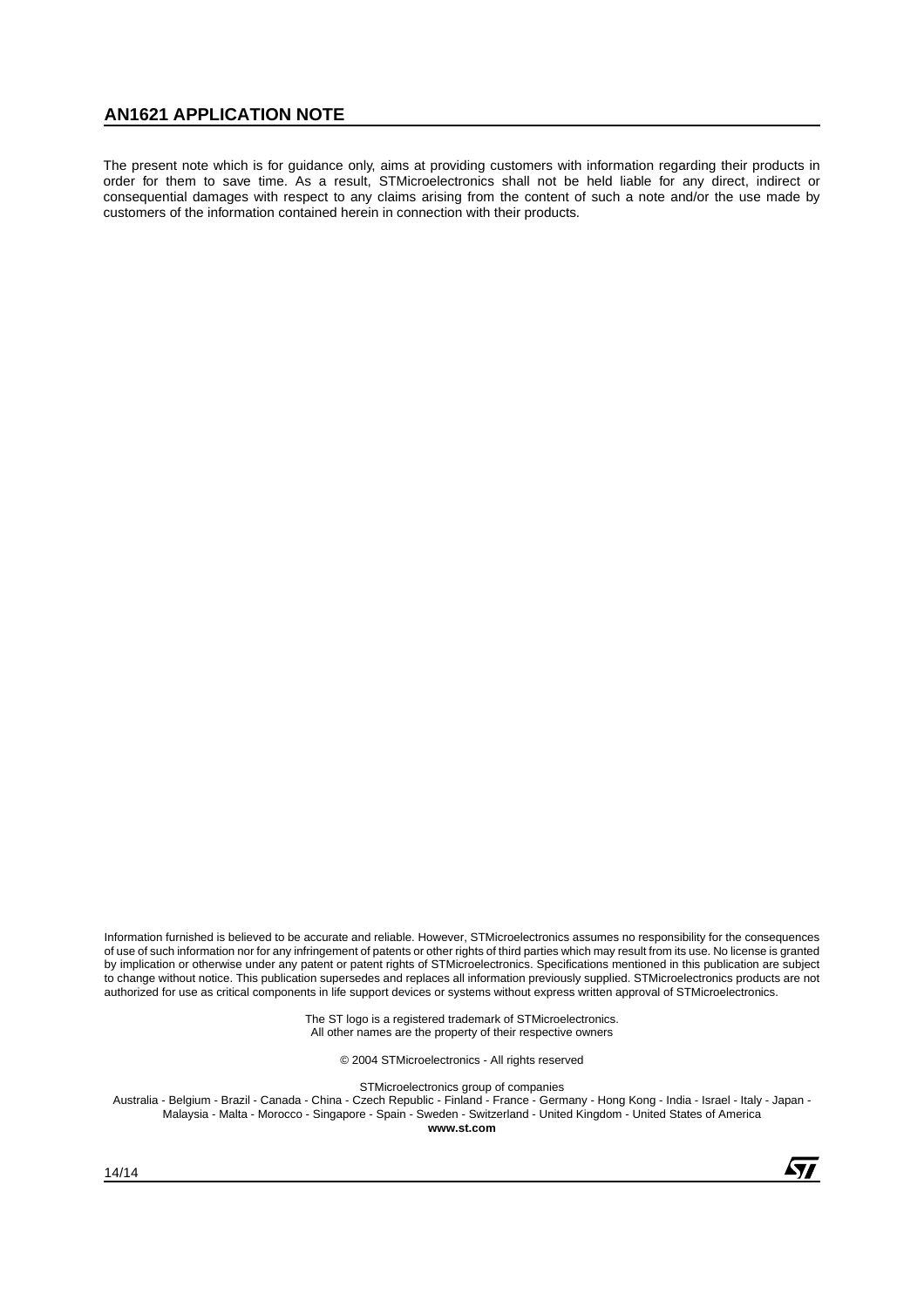The present note which is for guidance only, aims at providing customers with information regarding their products in order for them to save time. As a result, STMicroelectronics shall not be held liable for any direct, indirect or consequential damages with respect to any claims arising from the content of such a note and/or the use made by customers of the information contained herein in connection with their products.

Information furnished is believed to be accurate and reliable. However, STMicroelectronics assumes no responsibility for the consequences of use of such information nor for any infringement of patents or other rights of third parties which may result from its use. No license is granted by implication or otherwise under any patent or patent rights of STMicroelectronics. Specifications mentioned in this publication are subject to change without notice. This publication supersedes and replaces all information previously supplied. STMicroelectronics products are not authorized for use as critical components in life support devices or systems without express written approval of STMicroelectronics.

The ST logo is a registered trademark of STMicroelectronics.
All other names are the property of their respective owners

© 2004 STMicroelectronics - All rights reserved

STMicroelectronics group of companies

Australia - Belgium - Brazil - Canada - China - Czech Republic - Finland - France - Germany - Hong Kong - India - Israel - Italy - Japan - Malaysia - Malta - Morocco - Singapore - Spain - Sweden - Switzerland - United Kingdom - United States of America

**www.st.com**